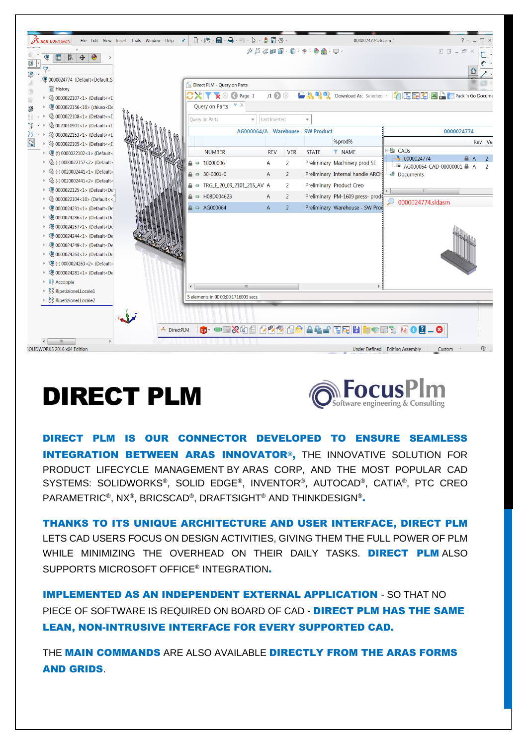# DIRECT PLM

**DIRECT PLM IS OUR CONNECTOR DEVELOPED TO ENSURE SEAMLESS INTEGRATION BETWEEN ARAS INNOVATOR®,** THE INNOVATIVE SOLUTION FOR PRODUCT LIFECYCLE MANAGEMENT BY ARAS CORP, AND THE MOST POPULAR CAD SYSTEMS: SOLIDWORKS®, SOLID EDGE®, INVENTOR®, AUTOCAD®, CATIA®, PTC CREO PARAMETRIC®, NX®, BRICSCAD®, DRAFTSIGHT® AND THINKDESIGN®.

**THANKS TO ITS UNIQUE ARCHITECTURE AND USER INTERFACE, DIRECT PLM** LETS CAD USERS FOCUS ON DESIGN ACTIVITIES, GIVING THEM THE FULL POWER OF PLM WHILE MINIMIZING THE OVERHEAD ON THEIR DAILY TASKS. **DIRECT PLM** ALSO SUPPORTS MICROSOFT OFFICE® INTEGRATION.

**IMPLEMENTED AS AN INDEPENDENT EXTERNAL APPLICATION** - SO THAT NO PIECE OF SOFTWARE IS REQUIRED ON BOARD OF CAD - **DIRECT PLM HAS THE SAME LEAN, NON-INTRUSIVE INTERFACE FOR EVERY SUPPORTED CAD.**

THE **MAIN COMMANDS** ARE ALSO AVAILABLE **DIRECTLY FROM THE ARAS FORMS AND GRIDS**.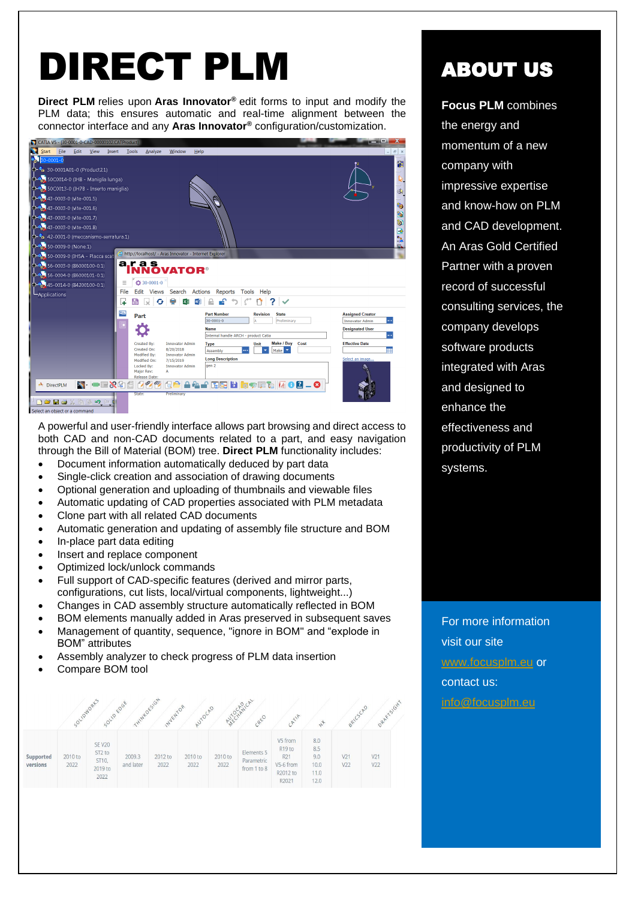# DIRECT PLM

**Direct PLM** relies upon **Aras Innovator®** edit forms to input and modify the PLM data; this ensures automatic and real-time alignment between the connector interface and any **Aras Innovator®** configuration/customization.

A powerful and user-friendly interface allows part browsing and direct access to both CAD and non-CAD documents related to a part, and easy navigation through the Bill of Material (BOM) tree. **Direct PLM** functionality includes:

- Document information automatically deduced by part data
- Single-click creation and association of drawing documents
- Optional generation and uploading of thumbnails and viewable files
- Automatic updating of CAD properties associated with PLM metadata
- Clone part with all related CAD documents
- Automatic generation and updating of assembly file structure and BOM
- In-place part data editing
- Insert and replace component
- Optimized lock/unlock commands
- Full support of CAD-specific features (derived and mirror parts, configurations, cut lists, local/virtual components, lightweight...)
- Changes in CAD assembly structure automatically reflected in BOM
- BOM elements manually added in Aras preserved in subsequent saves
- Management of quantity, sequence, "ignore in BOM" and “explode in BOM” attributes
- Assembly analyzer to check progress of PLM data insertion
- Compare BOM tool

| | SOLIDWORKS | SOLID EDGE | THINKDESIGN | INVENTOR | AUTOCAD | AUTOCAD MECHANICAL | CREO | CATIA | NX | BRICSCAD | DRAFTSIGHT |
|---|---|---|---|---|---|---|---|---|---|---|---|
| Supported versions | 2010 to 2022 | SE V20 ST2 to ST10, 2019 to 2022 | 2009.3 and later | 2012 to 2022 | 2010 to 2022 | 2010 to 2022 | Elements 5 Parametric from 1 to 8 | V5 from R19 to R21 V5-6 from R2012 to R2021 | 8.0 8.5 9.0 10.0 11.0 12.0 | V21 V22 | V21 V22 |

## ABOUT US

**Focus PLM** combines the energy and momentum of a new company with impressive expertise and know-how on PLM and CAD development. An Aras Gold Certified Partner with a proven record of successful consulting services, the company develops software products integrated with Aras and designed to enhance the effectiveness and productivity of PLM systems.

For more information visit our site [www.focusplm.eu](http://www.focusplm.eu) or contact us: [info@focusplm.eu](mailto:info@focusplm.eu)